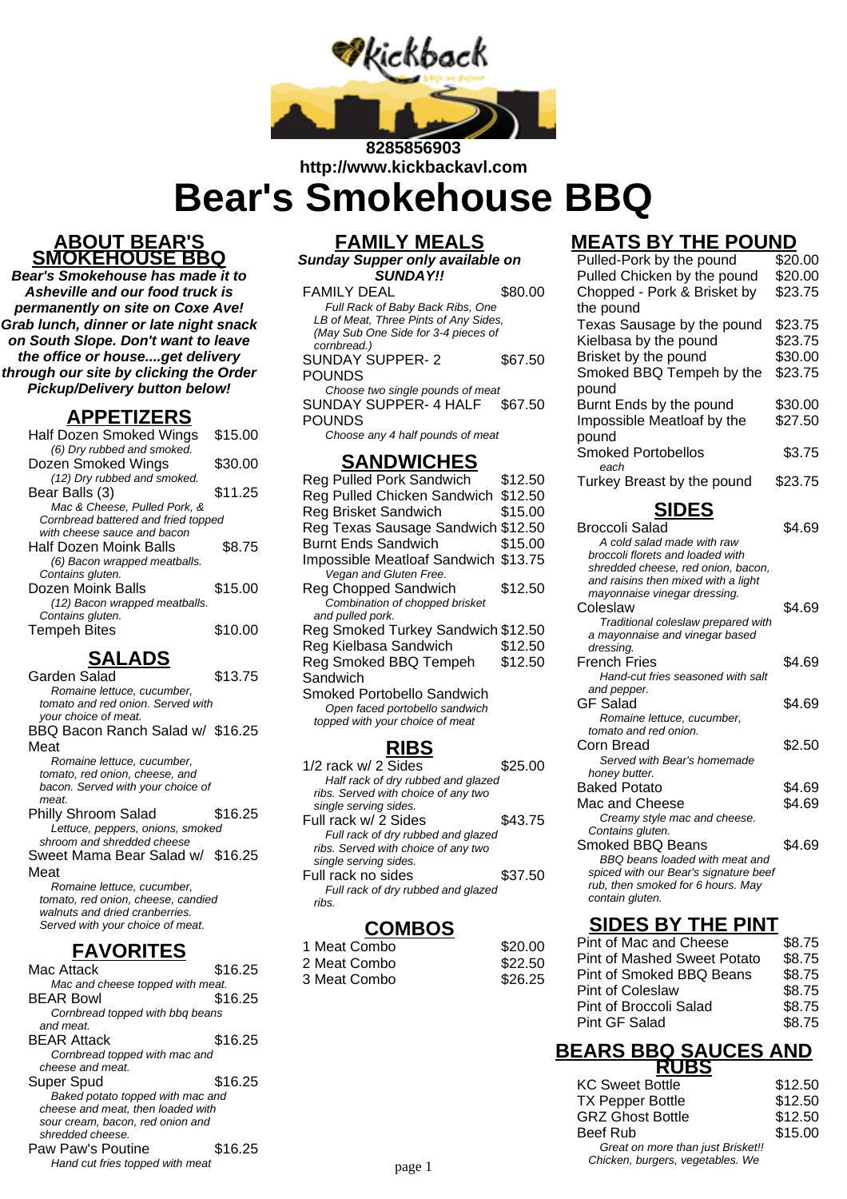8285856903

http://www.kickbackavl.com

# Bear's Smokehouse BBQ

## ABOUT BEAR'S SMOKEHOUSE BBQ

**Bear's Smokehouse has made it to Asheville and our food truck is permanently on site on Coxe Ave! Grab lunch, dinner or late night snack on South Slope. Don't want to leave the office or house....get delivery through our site by clicking the Order Pickup/Delivery button below!**

## APPETIZERS

| Item | Price |
|---|---|
| Half Dozen Smoked Wings<br>*(6) Dry rubbed and smoked.* | $15.00 |
| Dozen Smoked Wings<br>*(12) Dry rubbed and smoked.* | $30.00 |
| Bear Balls (3)<br>*Mac & Cheese, Pulled Pork, & Cornbread battered and fried topped with cheese sauce and bacon* | $11.25 |
| Half Dozen Moink Balls<br>*(6) Bacon wrapped meatballs. Contains gluten.* | $8.75 |
| Dozen Moink Balls<br>*(12) Bacon wrapped meatballs. Contains gluten.* | $15.00 |
| Tempeh Bites | $10.00 |

## SALADS

| Item | Price |
|---|---|
| Garden Salad<br>*Romaine lettuce, cucumber, tomato and red onion. Served with your choice of meat.* | $13.75 |
| BBQ Bacon Ranch Salad w/ Meat<br>*Romaine lettuce, cucumber, tomato, red onion, cheese, and bacon. Served with your choice of meat.* | $16.25 |
| Philly Shroom Salad<br>*Lettuce, peppers, onions, smoked shroom and shredded cheese* | $16.25 |
| Sweet Mama Bear Salad w/ Meat<br>*Romaine lettuce, cucumber, tomato, red onion, cheese, candied walnuts and dried cranberries. Served with your choice of meat.* | $16.25 |

## FAVORITES

| Item | Price |
|---|---|
| Mac Attack<br>*Mac and cheese topped with meat.* | $16.25 |
| BEAR Bowl<br>*Cornbread topped with bbq beans and meat.* | $16.25 |
| BEAR Attack<br>*Cornbread topped with mac and cheese and meat.* | $16.25 |
| Super Spud<br>*Baked potato topped with mac and cheese and meat, then loaded with sour cream, bacon, red onion and shredded cheese.* | $16.25 |
| Paw Paw's Poutine<br>*Hand cut fries topped with meat* | $16.25 |

## FAMILY MEALS

***Sunday Supper only available on SUNDAY!!***

| Item | Price |
|---|---|
| FAMILY DEAL<br>*Full Rack of Baby Back Ribs, One LB of Meat, Three Pints of Any Sides, (May Sub One Side for 3-4 pieces of cornbread.)* | $80.00 |
| SUNDAY SUPPER- 2 POUNDS<br>*Choose two single pounds of meat* | $67.50 |
| SUNDAY SUPPER- 4 HALF POUNDS<br>*Choose any 4 half pounds of meat* | $67.50 |

## SANDWICHES

| Item | Price |
|---|---|
| Reg Pulled Pork Sandwich | $12.50 |
| Reg Pulled Chicken Sandwich | $12.50 |
| Reg Brisket Sandwich | $15.00 |
| Reg Texas Sausage Sandwich | $12.50 |
| Burnt Ends Sandwich | $15.00 |
| Impossible Meatloaf Sandwich<br>*Vegan and Gluten Free.* | $13.75 |
| Reg Chopped Sandwich<br>*Combination of chopped brisket and pulled pork.* | $12.50 |
| Reg Smoked Turkey Sandwich | $12.50 |
| Reg Kielbasa Sandwich | $12.50 |
| Reg Smoked BBQ Tempeh Sandwich | $12.50 |
| Smoked Portobello Sandwich<br>*Open faced portobello sandwich topped with your choice of meat* | |

## RIBS

| Item | Price |
|---|---|
| 1/2 rack w/ 2 Sides<br>*Half rack of dry rubbed and glazed ribs. Served with choice of any two single serving sides.* | $25.00 |
| Full rack w/ 2 Sides<br>*Full rack of dry rubbed and glazed ribs. Served with choice of any two single serving sides.* | $43.75 |
| Full rack no sides<br>*Full rack of dry rubbed and glazed ribs.* | $37.50 |

## COMBOS

| Item | Price |
|---|---|
| 1 Meat Combo | $20.00 |
| 2 Meat Combo | $22.50 |
| 3 Meat Combo | $26.25 |

## MEATS BY THE POUND

| Item | Price |
|---|---|
| Pulled-Pork by the pound | $20.00 |
| Pulled Chicken by the pound | $20.00 |
| Chopped - Pork & Brisket by the pound | $23.75 |
| Texas Sausage by the pound | $23.75 |
| Kielbasa by the pound | $23.75 |
| Brisket by the pound | $30.00 |
| Smoked BBQ Tempeh by the pound | $23.75 |
| Burnt Ends by the pound | $30.00 |
| Impossible Meatloaf by the pound | $27.50 |
| Smoked Portobellos<br>*each* | $3.75 |
| Turkey Breast by the pound | $23.75 |

## SIDES

| Item | Price |
|---|---|
| Broccoli Salad<br>*A cold salad made with raw broccoli florets and loaded with shredded cheese, red onion, bacon, and raisins then mixed with a light mayonnaise vinegar dressing.* | $4.69 |
| Coleslaw<br>*Traditional coleslaw prepared with a mayonnaise and vinegar based dressing.* | $4.69 |
| French Fries<br>*Hand-cut fries seasoned with salt and pepper.* | $4.69 |
| GF Salad<br>*Romaine lettuce, cucumber, tomato and red onion.* | $4.69 |
| Corn Bread<br>*Served with Bear's homemade honey butter.* | $2.50 |
| Baked Potato | $4.69 |
| Mac and Cheese<br>*Creamy style mac and cheese. Contains gluten.* | $4.69 |
| Smoked BBQ Beans<br>*BBQ beans loaded with meat and spiced with our Bear's signature beef rub, then smoked for 6 hours. May contain gluten.* | $4.69 |

## SIDES BY THE PINT

| Item | Price |
|---|---|
| Pint of Mac and Cheese | $8.75 |
| Pint of Mashed Sweet Potato | $8.75 |
| Pint of Smoked BBQ Beans | $8.75 |
| Pint of Coleslaw | $8.75 |
| Pint of Broccoli Salad | $8.75 |
| Pint GF Salad | $8.75 |

## BEARS BBQ SAUCES AND RUBS

| Item | Price |
|---|---|
| KC Sweet Bottle | $12.50 |
| TX Pepper Bottle | $12.50 |
| GRZ Ghost Bottle | $12.50 |
| Beef Rub<br>*Great on more than just Brisket!! Chicken, burgers, vegetables. We* | $15.00 |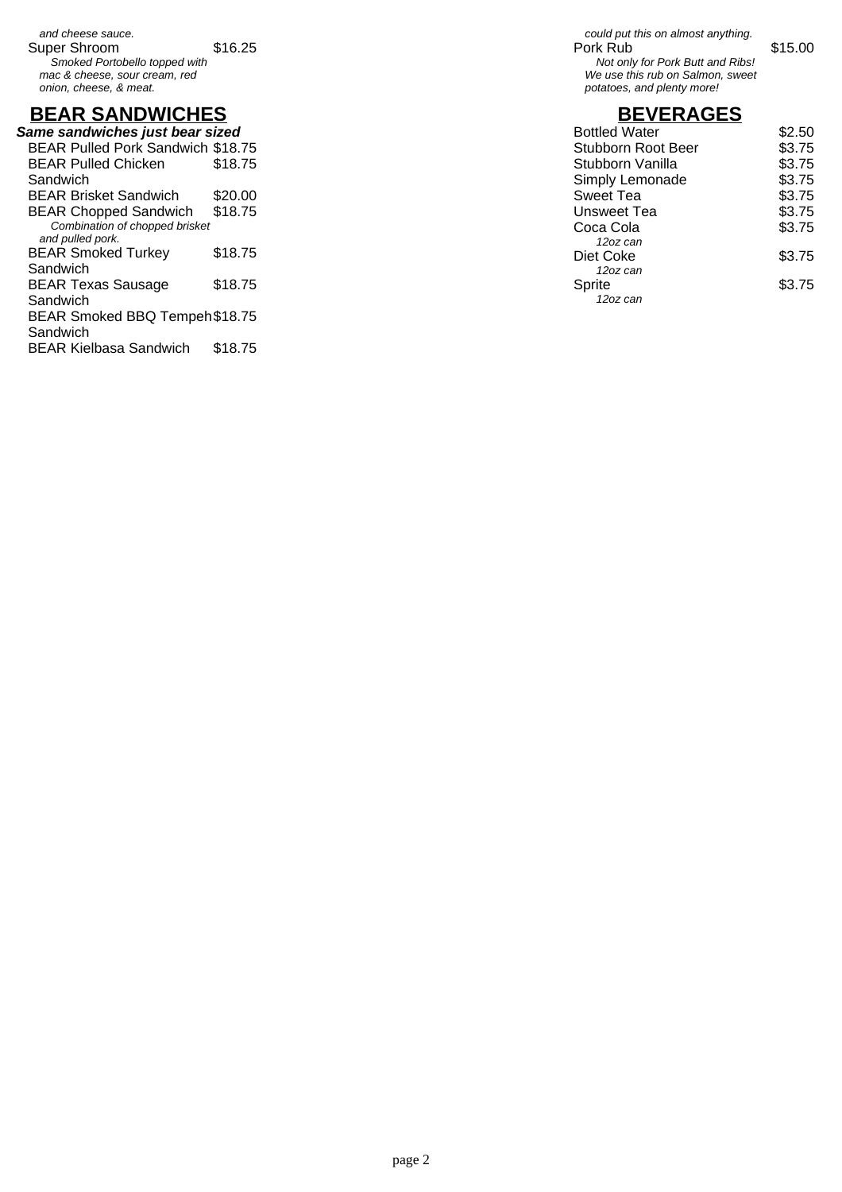*and cheese sauce.*

Super Shroom $16.25

*Smoked Portobello topped with mac & cheese, sour cream, red onion, cheese, & meat.*

## BEAR SANDWICHES

***Same sandwiches just bear sized***

| | |
|---|---|
| BEAR Pulled Pork Sandwich | $18.75 |
| BEAR Pulled Chicken Sandwich | $18.75 |
| BEAR Brisket Sandwich | $20.00 |
| BEAR Chopped Sandwich *Combination of chopped brisket and pulled pork.* | $18.75 |
| BEAR Smoked Turkey Sandwich | $18.75 |
| BEAR Texas Sausage Sandwich | $18.75 |
| BEAR Smoked BBQ Tempeh Sandwich | $18.75 |
| BEAR Kielbasa Sandwich | $18.75 |

*could put this on almost anything.*

Pork Rub $15.00

*Not only for Pork Butt and Ribs! We use this rub on Salmon, sweet potatoes, and plenty more!*

## BEVERAGES

| | |
|---|---|
| Bottled Water | $2.50 |
| Stubborn Root Beer | $3.75 |
| Stubborn Vanilla | $3.75 |
| Simply Lemonade | $3.75 |
| Sweet Tea | $3.75 |
| Unsweet Tea | $3.75 |
| Coca Cola *12oz can* | $3.75 |
| Diet Coke *12oz can* | $3.75 |
| Sprite *12oz can* | $3.75 |